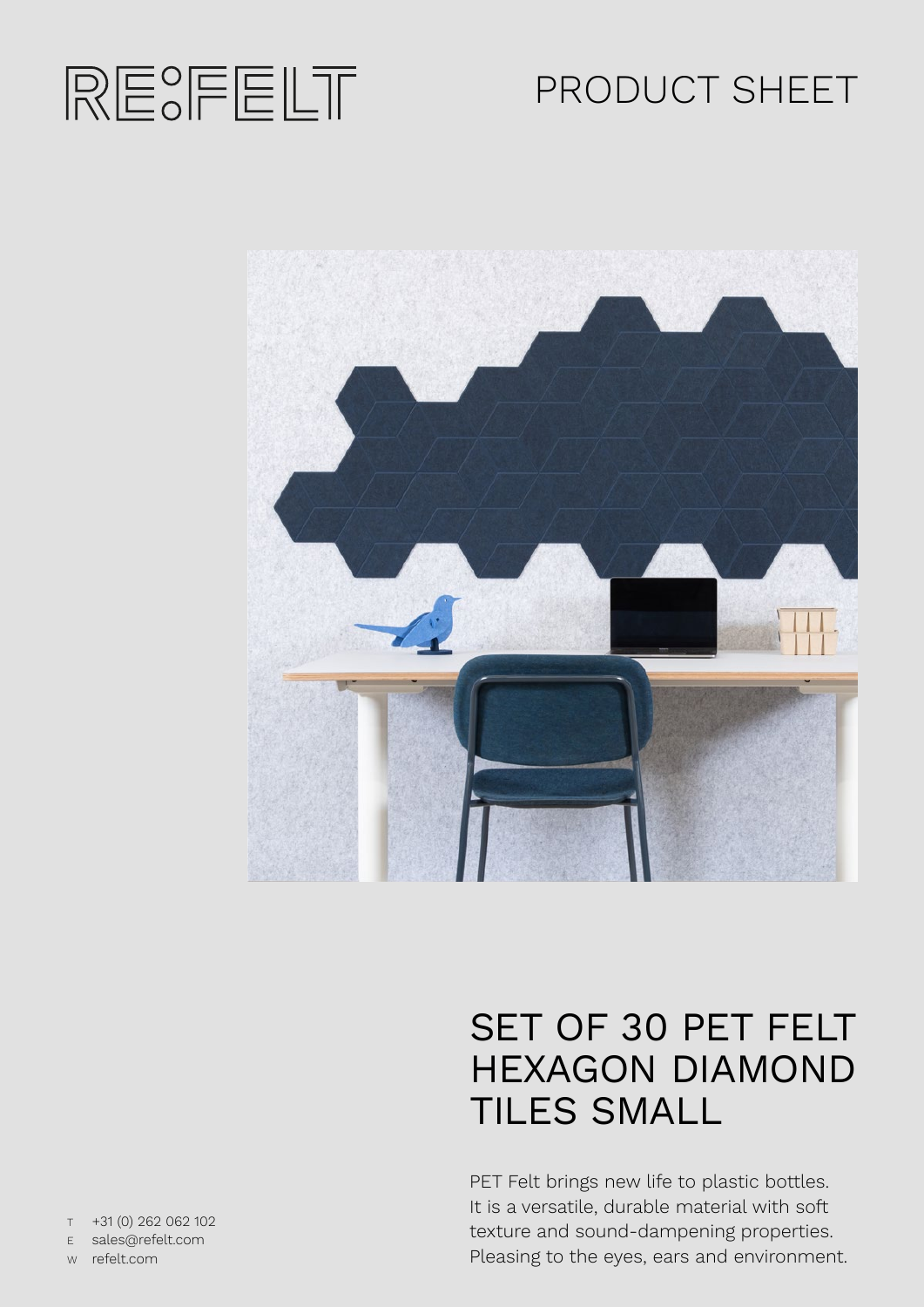RE:FELT

PRODUCT SHEET

# SET OF 30 PET FELT HEXAGON DIAMOND TILES SMALL

PET Felt brings new life to plastic bottles. It is a versatile, durable material with soft texture and sound-dampening properties. Pleasing to the eyes, ears and environment.

T +31 (0) 262 062 102
E sales@refelt.com
W refelt.com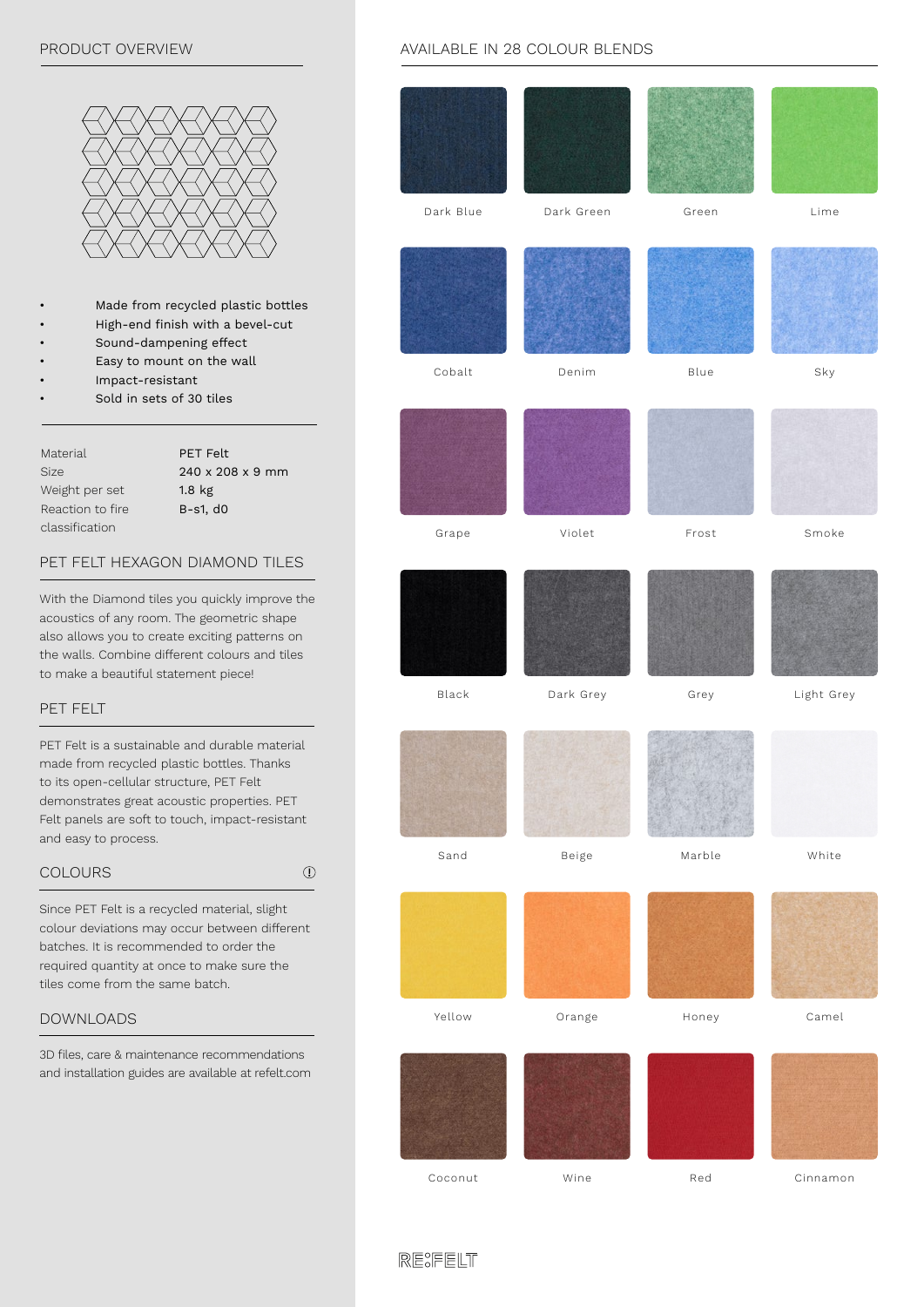## PRODUCT OVERVIEW

- Made from recycled plastic bottles
- High-end finish with a bevel-cut
- Sound-dampening effect
- Easy to mount on the wall
- Impact-resistant
- Sold in sets of 30 tiles

| | |
|---|---|
| Material | PET Felt |
| Size | 240 x 208 x 9 mm |
| Weight per set | 1.8 kg |
| Reaction to fire classification | B-s1, d0 |

## PET FELT HEXAGON DIAMOND TILES

With the Diamond tiles you quickly improve the acoustics of any room. The geometric shape also allows you to create exciting patterns on the walls. Combine different colours and tiles to make a beautiful statement piece!

## PET FELT

PET Felt is a sustainable and durable material made from recycled plastic bottles. Thanks to its open-cellular structure, PET Felt demonstrates great acoustic properties. PET Felt panels are soft to touch, impact-resistant and easy to process.

## COLOURS

Since PET Felt is a recycled material, slight colour deviations may occur between different batches. It is recommended to order the required quantity at once to make sure the tiles come from the same batch.

## DOWNLOADS

3D files, care & maintenance recommendations and installation guides are available at refelt.com

## AVAILABLE IN 28 COLOUR BLENDS

Dark Blue
Dark Green
Green
Lime
Cobalt
Denim
Blue
Sky
Grape
Violet
Frost
Smoke
Black
Dark Grey
Grey
Light Grey
Sand
Beige
Marble
White
Yellow
Orange
Honey
Camel
Coconut
Wine
Red
Cinnamon

RE:FELT